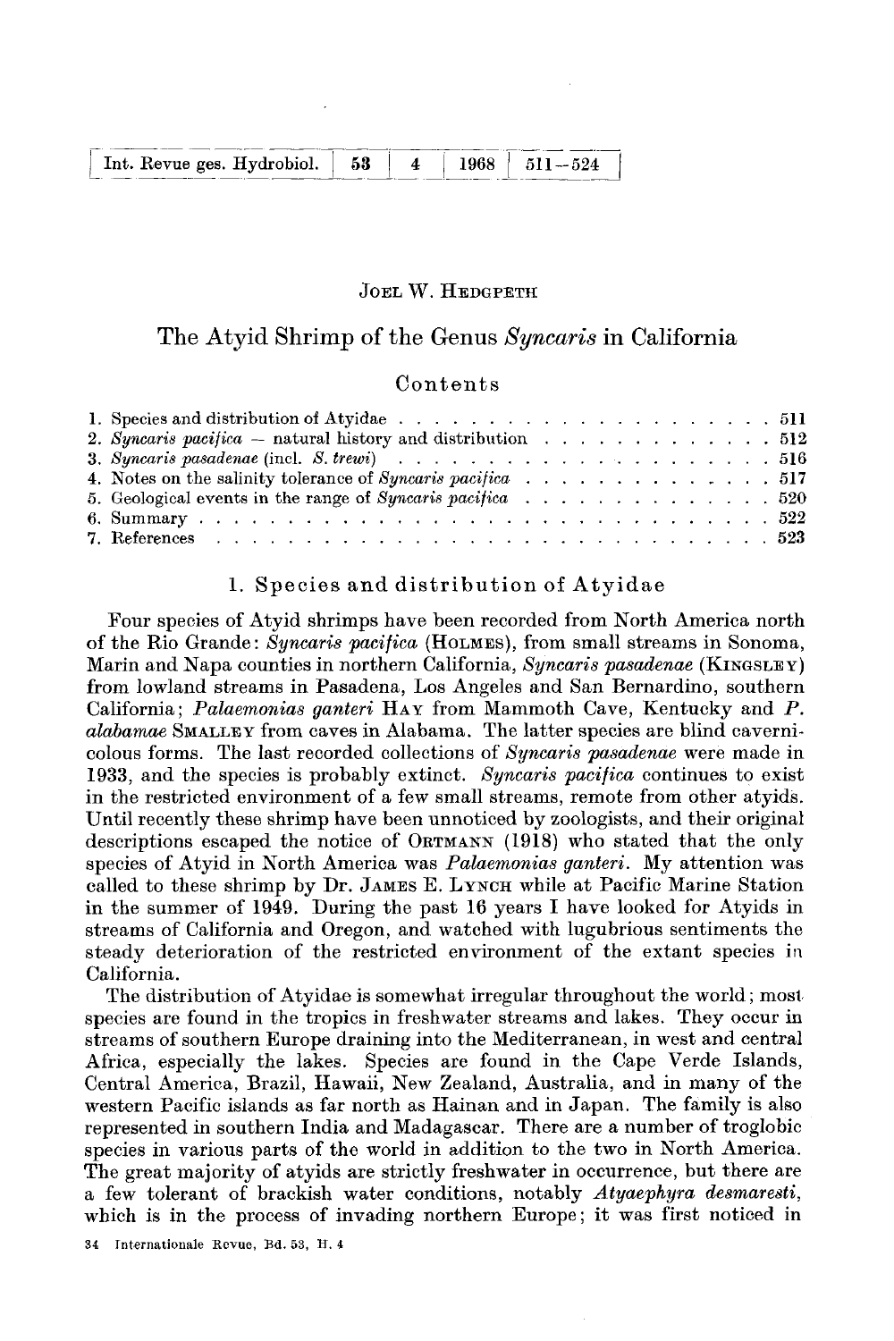JOEL W. HEDGPETH

# The Atyid Shrimp of the Genus *Syncaris* in California

## Contents

1. Species and distribution of Atyidae . . . . . . . . . . . . . . . . . . . . . . 511
2. *Syncaris pacifica* – natural history and distribution . . . . . . . . . . . . . 512
3. *Syncaris pasadenae* (incl. *S. trewi*) . . . . . . . . . . . . . . . . . . . . 516
4. Notes on the salinity tolerance of *Syncaris pacifica* . . . . . . . . . . . . . 517
5. Geological events in the range of *Syncaris pacifica* . . . . . . . . . . . . . 520
6. Summary . . . . . . . . . . . . . . . . . . . . . . . . . . . . . . . . . . 522
7. References . . . . . . . . . . . . . . . . . . . . . . . . . . . . . . . . . 523

## 1. Species and distribution of Atyidae

Four species of Atyid shrimps have been recorded from North America north of the Rio Grande: *Syncaris pacifica* (HOLMES), from small streams in Sonoma, Marin and Napa counties in northern California, *Syncaris pasadenae* (KINGSLEY) from lowland streams in Pasadena, Los Angeles and San Bernardino, southern California; *Palaemonias ganteri* HAY from Mammoth Cave, Kentucky and *P. alabamae* SMALLEY from caves in Alabama. The latter species are blind cavernicolous forms. The last recorded collections of *Syncaris pasadenae* were made in 1933, and the species is probably extinct. *Syncaris pacifica* continues to exist in the restricted environment of a few small streams, remote from other atyids. Until recently these shrimp have been unnoticed by zoologists, and their original descriptions escaped the notice of ORTMANN (1918) who stated that the only species of Atyid in North America was *Palaemonias ganteri*. My attention was called to these shrimp by Dr. JAMES E. LYNCH while at Pacific Marine Station in the summer of 1949. During the past 16 years I have looked for Atyids in streams of California and Oregon, and watched with lugubrious sentiments the steady deterioration of the restricted environment of the extant species in California.

The distribution of Atyidae is somewhat irregular throughout the world; most species are found in the tropics in freshwater streams and lakes. They occur in streams of southern Europe draining into the Mediterranean, in west and central Africa, especially the lakes. Species are found in the Cape Verde Islands, Central America, Brazil, Hawaii, New Zealand, Australia, and in many of the western Pacific islands as far north as Hainan and in Japan. The family is also represented in southern India and Madagascar. There are a number of troglobic species in various parts of the world in addition to the two in North America. The great majority of atyids are strictly freshwater in occurrence, but there are a few tolerant of brackish water conditions, notably *Atyaephyra desmaresti*, which is in the process of invading northern Europe; it was first noticed in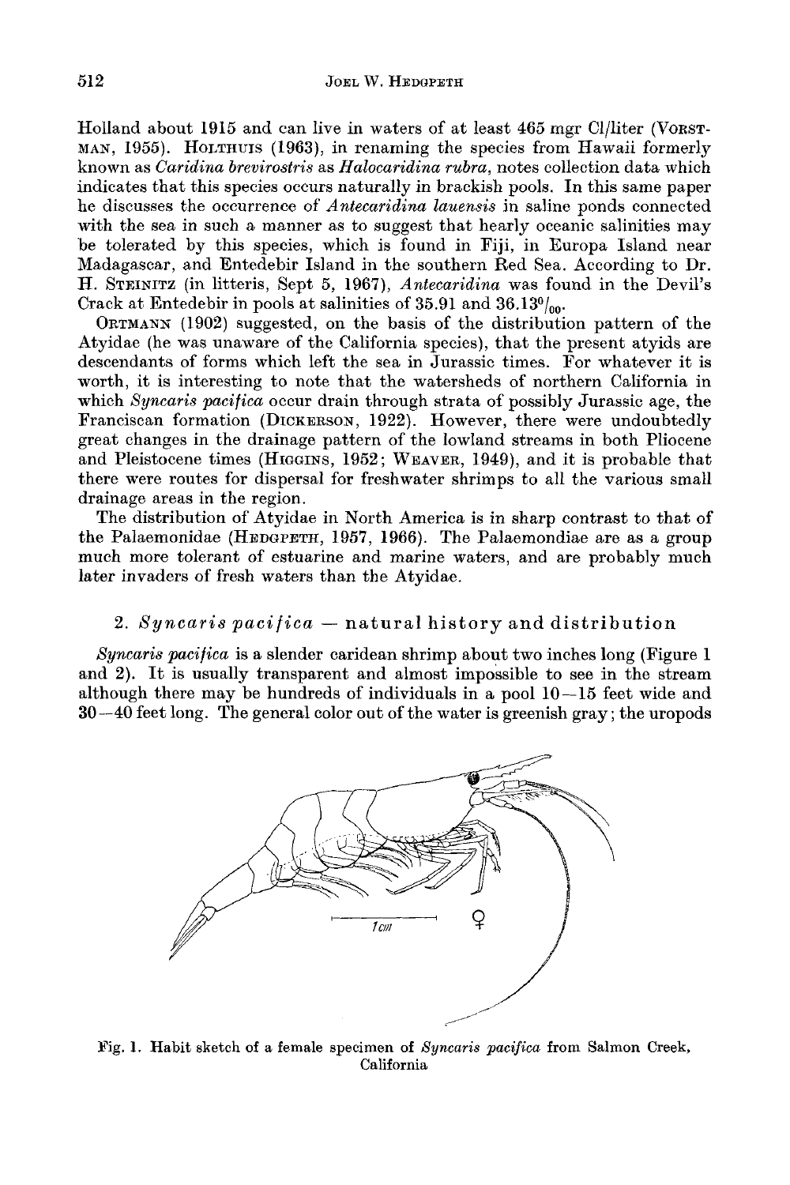Holland about 1915 and can live in waters of at least 465 mgr Cl/liter (VORSTMAN, 1955). HOLTHUIS (1963), in renaming the species from Hawaii formerly known as *Caridina brevirostris* as *Halocaridina rubra*, notes collection data which indicates that this species occurs naturally in brackish pools. In this same paper he discusses the occurrence of *Antecaridina lauensis* in saline ponds connected with the sea in such a manner as to suggest that hearly oceanic salinities may be tolerated by this species, which is found in Fiji, in Europa Island near Madagascar, and Entedebir Island in the southern Red Sea. According to Dr. H. STEINITZ (in litteris, Sept 5, 1967), *Antecaridina* was found in the Devil's Crack at Entedebir in pools at salinities of 35.91 and 36.13‰.

ORTMANN (1902) suggested, on the basis of the distribution pattern of the Atyidae (he was unaware of the California species), that the present atyids are descendants of forms which left the sea in Jurassic times. For whatever it is worth, it is interesting to note that the watersheds of northern California in which *Syncaris pacifica* occur drain through strata of possibly Jurassic age, the Franciscan formation (DICKERSON, 1922). However, there were undoubtedly great changes in the drainage pattern of the lowland streams in both Pliocene and Pleistocene times (HIGGINS, 1952; WEAVER, 1949), and it is probable that there were routes for dispersal for freshwater shrimps to all the various small drainage areas in the region.

The distribution of Atyidae in North America is in sharp contrast to that of the Palaemonidae (HEDGPETH, 1957, 1966). The Palaemondiae are as a group much more tolerant of estuarine and marine waters, and are probably much later invaders of fresh waters than the Atyidae.

## 2. *Syncaris pacifica* — natural history and distribution

*Syncaris pacifica* is a slender caridean shrimp about two inches long (Figure 1 and 2). It is usually transparent and almost impossible to see in the stream although there may be hundreds of individuals in a pool 10–15 feet wide and 30–40 feet long. The general color out of the water is greenish gray; the uropods

Fig. 1. Habit sketch of a female specimen of *Syncaris pacifica* from Salmon Creek, California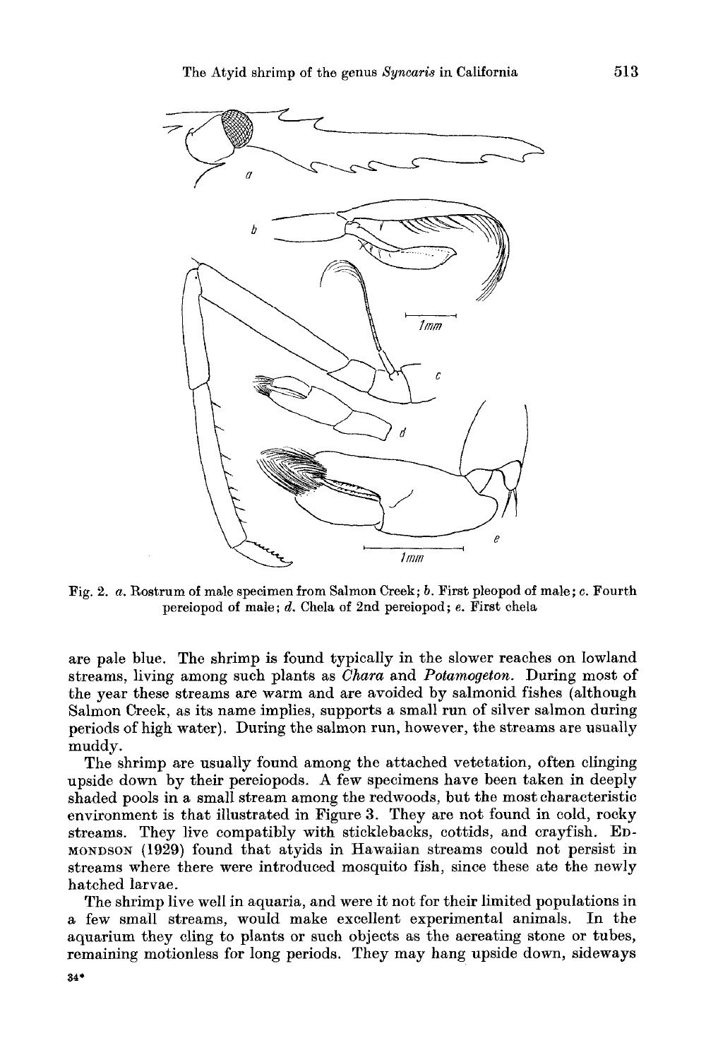Fig. 2. *a*. Rostrum of male specimen from Salmon Creek; *b*. First pleopod of male; *c*. Fourth pereiopod of male; *d*. Chela of 2nd pereiopod; *e*. First chela

are pale blue. The shrimp is found typically in the slower reaches on lowland streams, living among such plants as *Chara* and *Potamogeton*. During most of the year these streams are warm and are avoided by salmonid fishes (although Salmon Creek, as its name implies, supports a small run of silver salmon during periods of high water). During the salmon run, however, the streams are usually muddy.

The shrimp are usually found among the attached vetetation, often clinging upside down by their pereiopods. A few specimens have been taken in deeply shaded pools in a small stream among the redwoods, but the most characteristic environment is that illustrated in Figure 3. They are not found in cold, rocky streams. They live compatibly with sticklebacks, cottids, and crayfish. EDMONDSON (1929) found that atyids in Hawaiian streams could not persist in streams where there were introduced mosquito fish, since these ate the newly hatched larvae.

The shrimp live well in aquaria, and were it not for their limited populations in a few small streams, would make excellent experimental animals. In the aquarium they cling to plants or such objects as the aereating stone or tubes, remaining motionless for long periods. They may hang upside down, sideways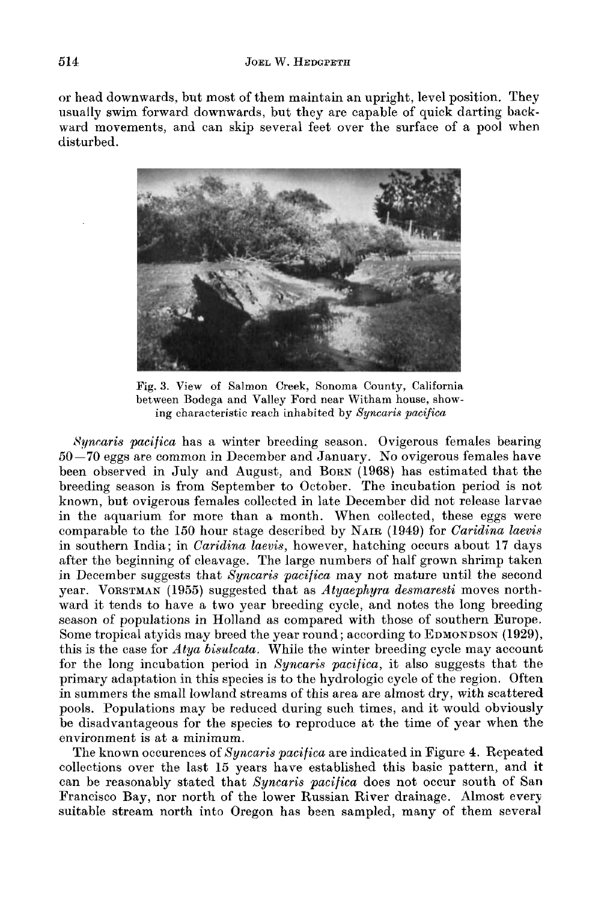or head downwards, but most of them maintain an upright, level position. They usually swim forward downwards, but they are capable of quick darting backward movements, and can skip several feet over the surface of a pool when disturbed.

Fig. 3. View of Salmon Creek, Sonoma County, California between Bodega and Valley Ford near Witham house, showing characteristic reach inhabited by *Syncaris pacifica*

*Syncaris pacifica* has a winter breeding season. Ovigerous females bearing 50—70 eggs are common in December and January. No ovigerous females have been observed in July and August, and BORN (1968) has estimated that the breeding season is from September to October. The incubation period is not known, but ovigerous females collected in late December did not release larvae in the aquarium for more than a month. When collected, these eggs were comparable to the 150 hour stage described by NAIR (1949) for *Caridina laevis* in southern India; in *Caridina laevis*, however, hatching occurs about 17 days after the beginning of cleavage. The large numbers of half grown shrimp taken in December suggests that *Syncaris pacifica* may not mature until the second year. VORSTMAN (1955) suggested that as *Atyaephyra desmaresti* moves northward it tends to have a two year breeding cycle, and notes the long breeding season of populations in Holland as compared with those of southern Europe. Some tropical atyids may breed the year round; according to EDMONDSON (1929), this is the case for *Atya bisulcata*. While the winter breeding cycle may account for the long incubation period in *Syncaris pacifica*, it also suggests that the primary adaptation in this species is to the hydrologic cycle of the region. Often in summers the small lowland streams of this area are almost dry, with scattered pools. Populations may be reduced during such times, and it would obviously be disadvantageous for the species to reproduce at the time of year when the environment is at a minimum.

The known occurences of *Syncaris pacifica* are indicated in Figure 4. Repeated collections over the last 15 years have established this basic pattern, and it can be reasonably stated that *Syncaris pacifica* does not occur south of San Francisco Bay, nor north of the lower Russian River drainage. Almost every suitable stream north into Oregon has been sampled, many of them several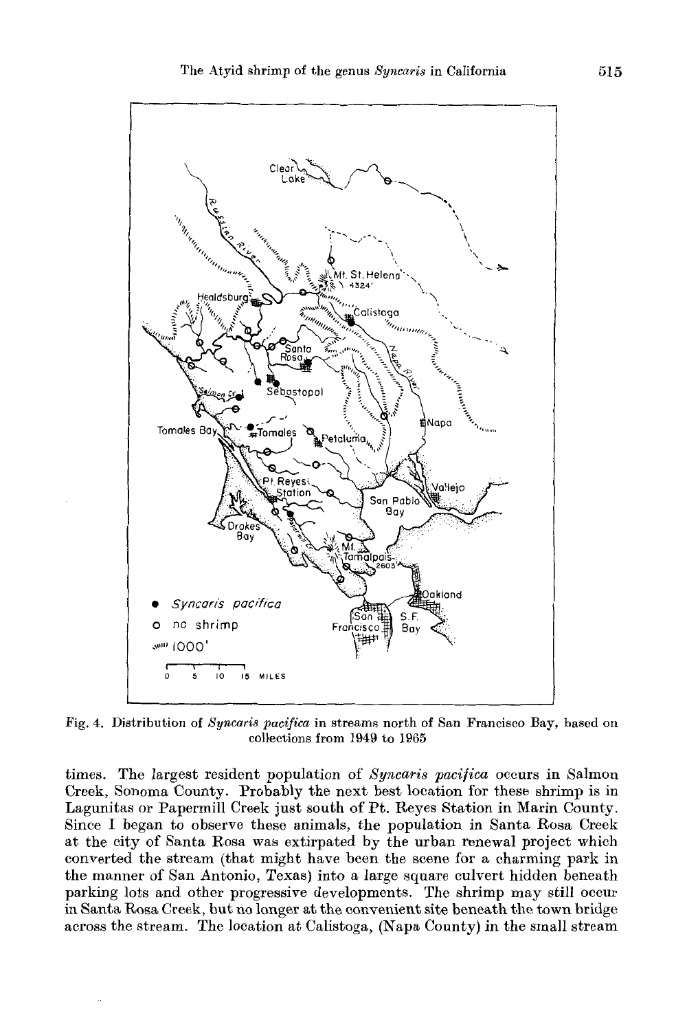Fig. 4. Distribution of *Syncaris pacifica* in streams north of San Francisco Bay, based on collections from 1949 to 1965

times. The largest resident population of *Syncaris pacifica* occurs in Salmon Creek, Sonoma County. Probably the next best location for these shrimp is in Lagunitas or Papermill Creek just south of Pt. Reyes Station in Marin County. Since I began to observe these animals, the population in Santa Rosa Creek at the city of Santa Rosa was extirpated by the urban renewal project which converted the stream (that might have been the scene for a charming park in the manner of San Antonio, Texas) into a large square culvert hidden beneath parking lots and other progressive developments. The shrimp may still occur in Santa Rosa Creek, but no longer at the convenient site beneath the town bridge across the stream. The location at Calistoga, (Napa County) in the small stream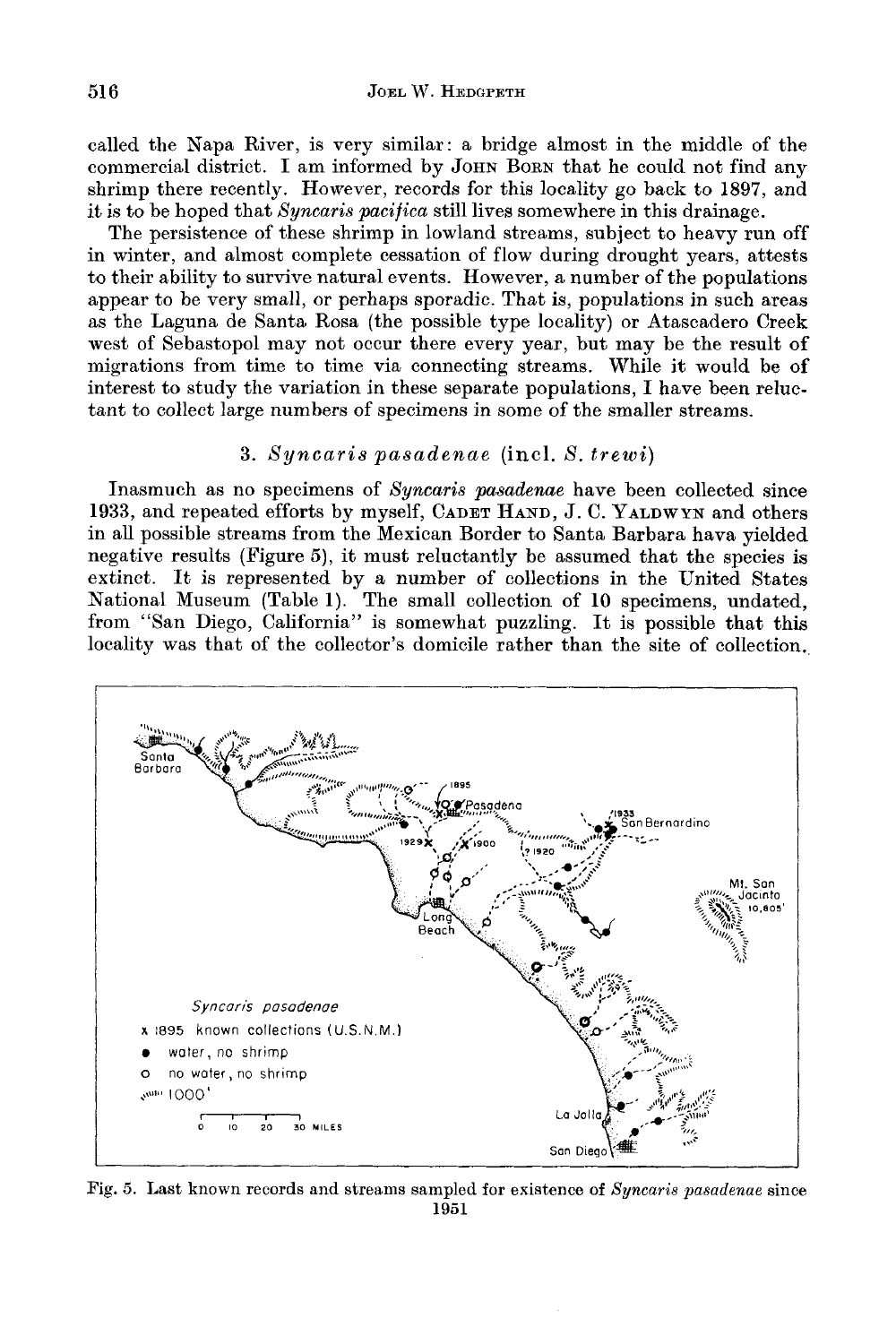called the Napa River, is very similar: a bridge almost in the middle of the commercial district. I am informed by JOHN BORN that he could not find any shrimp there recently. However, records for this locality go back to 1897, and it is to be hoped that *Syncaris pacifica* still lives somewhere in this drainage.

The persistence of these shrimp in lowland streams, subject to heavy run off in winter, and almost complete cessation of flow during drought years, attests to their ability to survive natural events. However, a number of the populations appear to be very small, or perhaps sporadic. That is, populations in such areas as the Laguna de Santa Rosa (the possible type locality) or Atascadero Creek west of Sebastopol may not occur there every year, but may be the result of migrations from time to time via connecting streams. While it would be of interest to study the variation in these separate populations, I have been reluctant to collect large numbers of specimens in some of the smaller streams.

### 3. *Syncaris pasadenae* (incl. *S. trewi*)

Inasmuch as no specimens of *Syncaris pasadenae* have been collected since 1933, and repeated efforts by myself, CADET HAND, J. C. YALDWYN and others in all possible streams from the Mexican Border to Santa Barbara hava yielded negative results (Figure 5), it must reluctantly be assumed that the species is extinct. It is represented by a number of collections in the United States National Museum (Table 1). The small collection of 10 specimens, undated, from "San Diego, California" is somewhat puzzling. It is possible that this locality was that of the collector's domicile rather than the site of collection.

Fig. 5. Last known records and streams sampled for existence of *Syncaris pasadenae* since 1951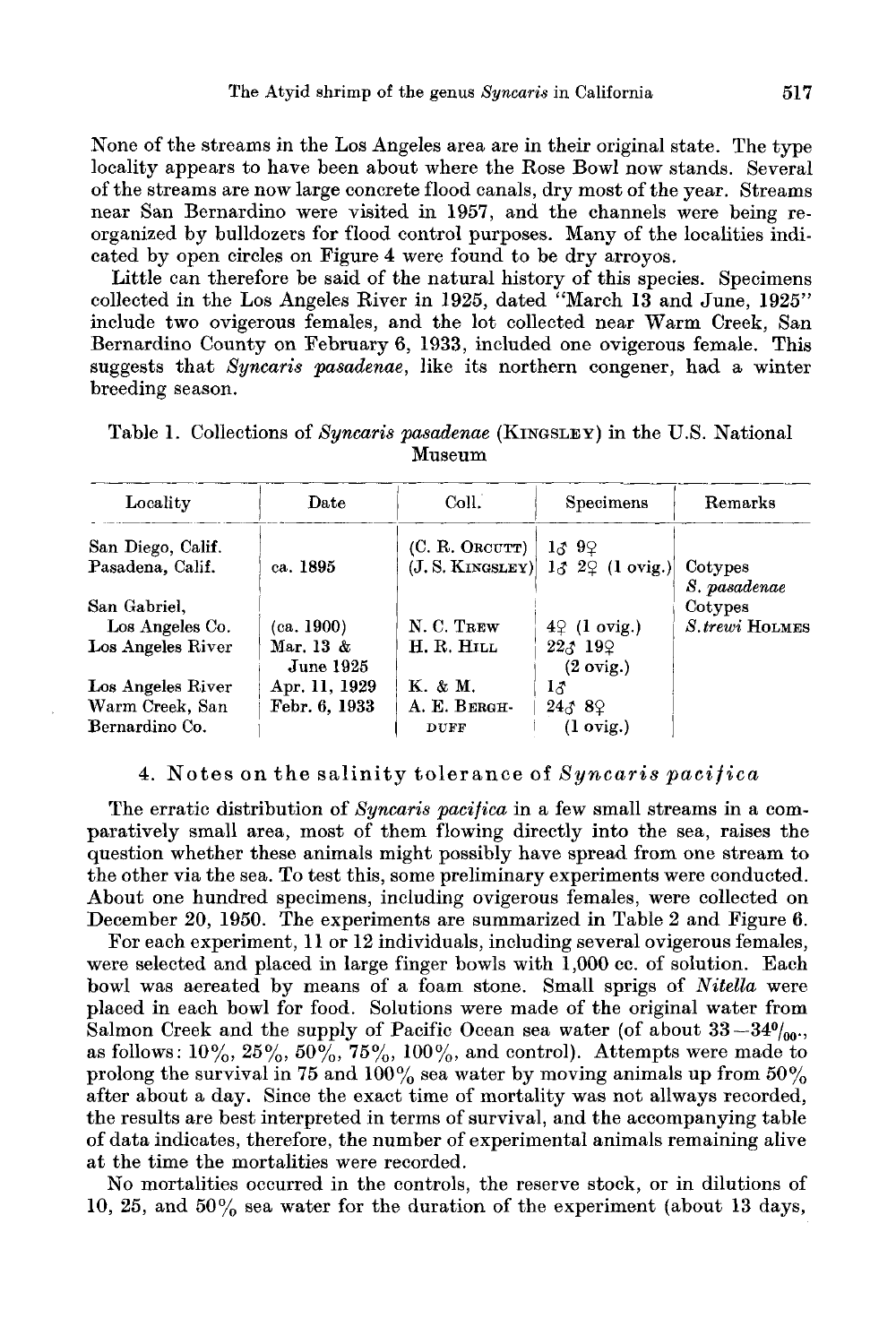None of the streams in the Los Angeles area are in their original state. The type locality appears to have been about where the Rose Bowl now stands. Several of the streams are now large concrete flood canals, dry most of the year. Streams near San Bernardino were visited in 1957, and the channels were being reorganized by bulldozers for flood control purposes. Many of the localities indicated by open circles on Figure 4 were found to be dry arroyos.

Little can therefore be said of the natural history of this species. Specimens collected in the Los Angeles River in 1925, dated "March 13 and June, 1925" include two ovigerous females, and the lot collected near Warm Creek, San Bernardino County on February 6, 1933, included one ovigerous female. This suggests that *Syncaris pasadenae*, like its northern congener, had a winter breeding season.

Table 1. Collections of *Syncaris pasadenae* (KINGSLEY) in the U.S. National Museum

| Locality | Date | Coll. | Specimens | Remarks |
|---|---|---|---|---|
| San Diego, Calif. | | (C. R. ORCUTT) | 1♂ 9♀ | |
| Pasadena, Calif. | ca. 1895 | (J. S. KINGSLEY) | 1♂ 2♀ (1 ovig.) | Cotypes *S. pasadenae* |
| San Gabriel, Los Angeles Co. | (ca. 1900) | N. C. TREW | 4♀ (1 ovig.) | Cotypes *S. trewi* HOLMES |
| Los Angeles River | Mar. 13 & June 1925 | H. R. HILL | 22♂ 19♀ (2 ovig.) | |
| Los Angeles River | Apr. 11, 1929 | K. & M. | 1♂ | |
| Warm Creek, San Bernardino Co. | Febr. 6, 1933 | A. E. BERGHDUFF | 24♂ 8♀ (1 ovig.) | |

## 4. Notes on the salinity tolerance of *Syncaris pacifica*

The erratic distribution of *Syncaris pacifica* in a few small streams in a comparatively small area, most of them flowing directly into the sea, raises the question whether these animals might possibly have spread from one stream to the other via the sea. To test this, some preliminary experiments were conducted. About one hundred specimens, including ovigerous females, were collected on December 20, 1950. The experiments are summarized in Table 2 and Figure 6.

For each experiment, 11 or 12 individuals, including several ovigerous females, were selected and placed in large finger bowls with 1,000 cc. of solution. Each bowl was aerated by means of a foam stone. Small sprigs of *Nitella* were placed in each bowl for food. Solutions were made of the original water from Salmon Creek and the supply of Pacific Ocean sea water (of about 33–34‰., as follows: 10%, 25%, 50%, 75%, 100%, and control). Attempts were made to prolong the survival in 75 and 100% sea water by moving animals up from 50% after about a day. Since the exact time of mortality was not allways recorded, the results are best interpreted in terms of survival, and the accompanying table of data indicates, therefore, the number of experimental animals remaining alive at the time the mortalities were recorded.

No mortalities occurred in the controls, the reserve stock, or in dilutions of 10, 25, and 50% sea water for the duration of the experiment (about 13 days,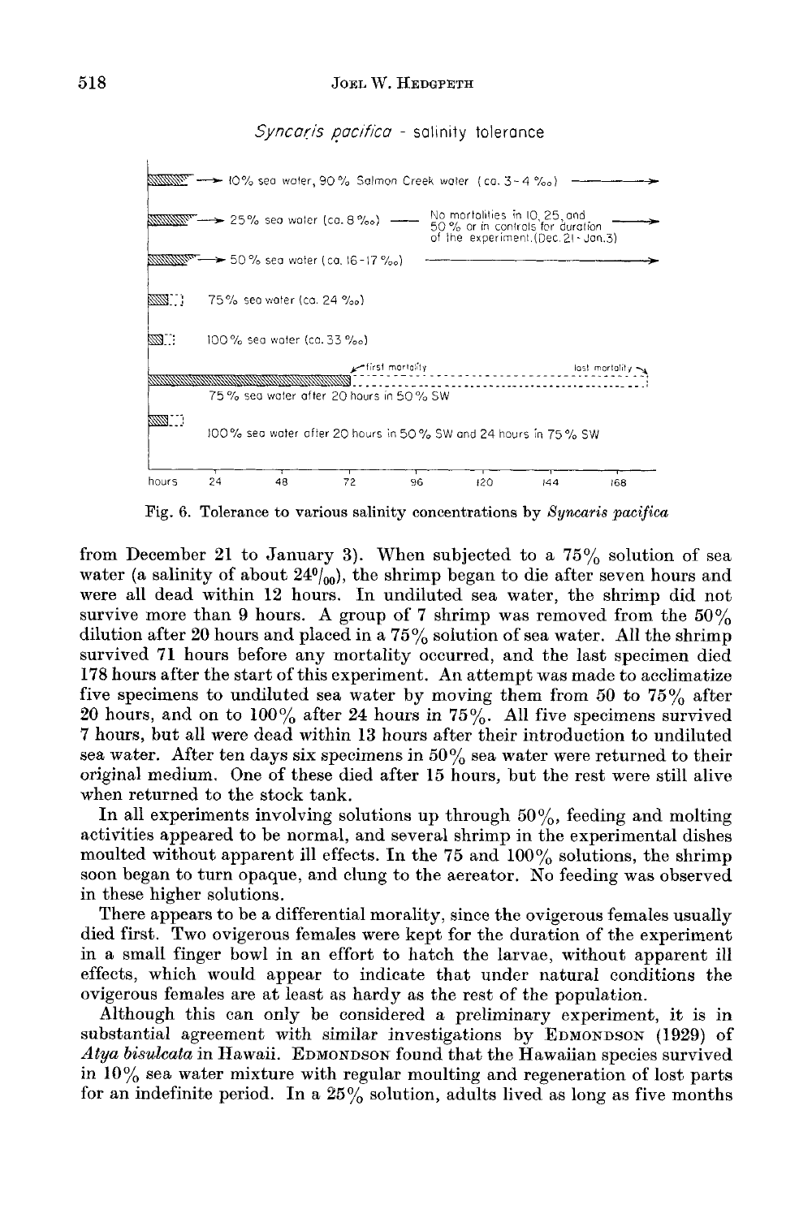*Syncaris pacifica* - salinity tolerance

10% sea water, 90% Salmon Creek water (ca. 3-4 ‰)

25% sea water (ca. 8 ‰) — No mortalities in 10, 25, and 50% or in controls for duration of the experiment. (Dec. 21 - Jan. 3)

50% sea water (ca. 16-17 ‰)

75% sea water (ca. 24 ‰)

100% sea water (ca. 33 ‰)

first mortality — last mortality

75% sea water after 20 hours in 50% SW

100% sea water after 20 hours in 50% SW and 24 hours in 75% SW

hours 24 48 72 96 120 144 168

Fig. 6. Tolerance to various salinity concentrations by *Syncaris pacifica*

from December 21 to January 3). When subjected to a 75% solution of sea water (a salinity of about 24‰), the shrimp began to die after seven hours and were all dead within 12 hours. In undiluted sea water, the shrimp did not survive more than 9 hours. A group of 7 shrimp was removed from the 50% dilution after 20 hours and placed in a 75% solution of sea water. All the shrimp survived 71 hours before any mortality occurred, and the last specimen died 178 hours after the start of this experiment. An attempt was made to acclimatize five specimens to undiluted sea water by moving them from 50 to 75% after 20 hours, and on to 100% after 24 hours in 75%. All five specimens survived 7 hours, but all were dead within 13 hours after their introduction to undiluted sea water. After ten days six specimens in 50% sea water were returned to their original medium. One of these died after 15 hours, but the rest were still alive when returned to the stock tank.

In all experiments involving solutions up through 50%, feeding and molting activities appeared to be normal, and several shrimp in the experimental dishes moulted without apparent ill effects. In the 75 and 100% solutions, the shrimp soon began to turn opaque, and clung to the aereator. No feeding was observed in these higher solutions.

There appears to be a differential morality, since the ovigerous females usually died first. Two ovigerous females were kept for the duration of the experiment in a small finger bowl in an effort to hatch the larvae, without apparent ill effects, which would appear to indicate that under natural conditions the ovigerous females are at least as hardy as the rest of the population.

Although this can only be considered a preliminary experiment, it is in substantial agreement with similar investigations by EDMONDSON (1929) of *Atya bisulcata* in Hawaii. EDMONDSON found that the Hawaiian species survived in 10% sea water mixture with regular moulting and regeneration of lost parts for an indefinite period. In a 25% solution, adults lived as long as five months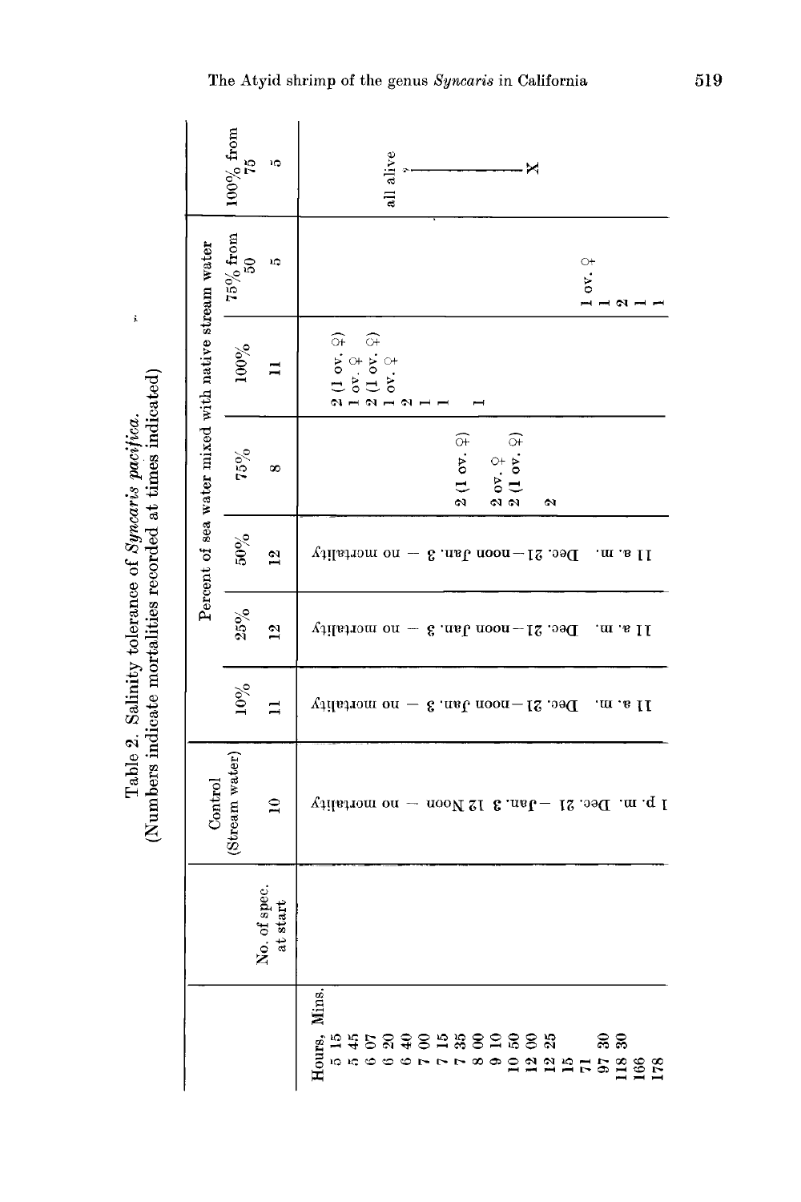Table 2. Salinity tolerance of *Syncaris pacifica*.
(Numbers indicate mortalities recorded at times indicated)

| | Control (Stream water) | Percent of sea water mixed with native stream water | | | | | | |
|---|---|---|---|---|---|---|---|---|
| | | 10% | 25% | 50% | 75% | 100% | 75% from 50 | 100% from 75 |
| No. of spec. at start | 10 | 11 | 12 | 12 | 8 | 11 | 5 | 5 |
| Hours, Mins. | | | | | | | | |
| 5 15 | 1 p.m. Dec. 21 —Jan. 3 12 Noon — no mortality | 11 a.m. Dec. 21—noon Jan. 3 — no mortality | 11 a.m. Dec. 21—noon Jan. 3 — no mortality | 11 a.m. Dec. 21—noon Jan. 3 — no mortality | | 2 (1 ov. ♀) | | |
| 5 45 | | | | | | 1 ov. ♀ | | |
| 6 07 | | | | | | 2 (1 ov. ♀) | | |
| 6 20 | | | | | | 1 ov. ♀ | | |
| 6 40 | | | | | | 2 | | |
| 7 00 | | | | | | 1 | | |
| 7 15 | | | | | | 1 | | |
| 7 35 | | | | | | | | |
| 8 00 | | | | | | 1 | | |
| 9 10 | | | | | 2 (1 ov. ♀) | | | |
| 10 50 | | | | | | | | |
| 12 00 | | | | | 2 ov. ♀ | | | all alive |
| 12 25 | | | | | 2 (1 ov. ♀) | | | ? |
| 15 | | | | | 2 | | | |
| 71 | | | | | | | | |
| 97 30 | | | | | | | 1 ov. ♀ | X |
| 118 30 | | | | | | | 1 | |
| 166 | | | | | | | 2 | |
| 178 | | | | | | | 1 | |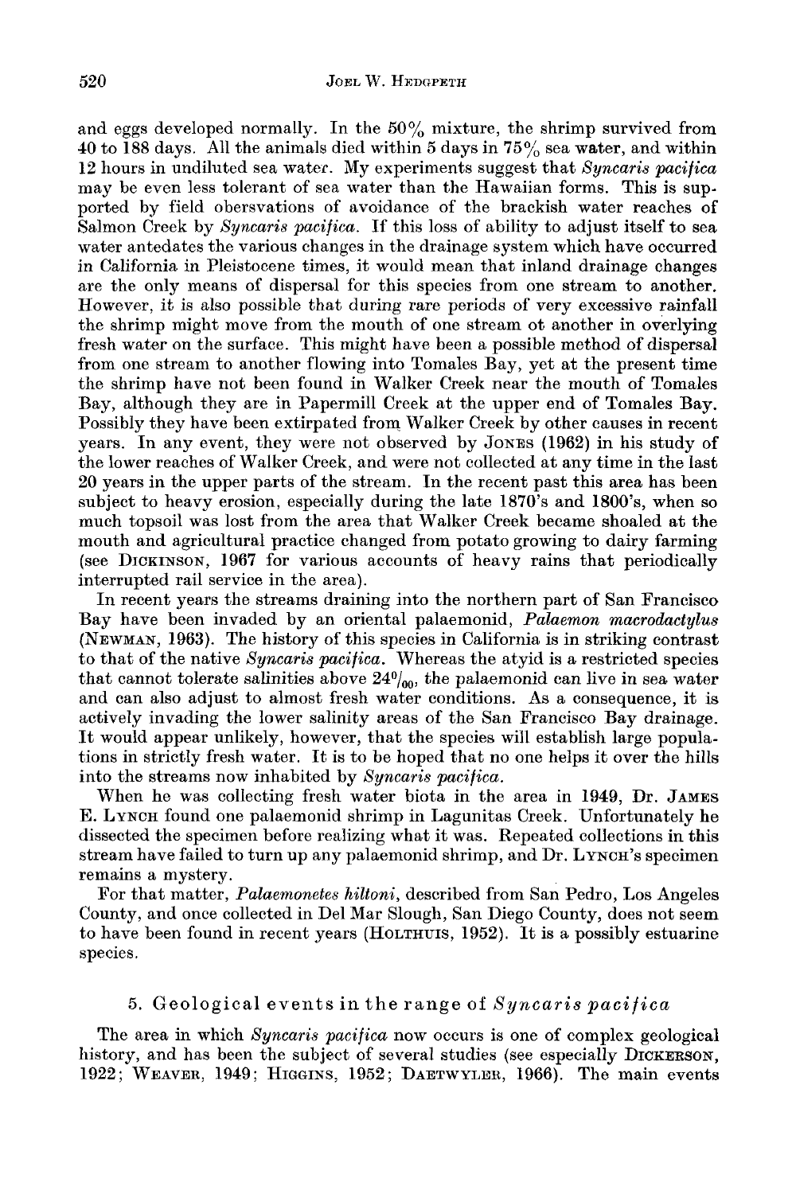and eggs developed normally. In the 50% mixture, the shrimp survived from 40 to 188 days. All the animals died within 5 days in 75% sea water, and within 12 hours in undiluted sea water. My experiments suggest that *Syncaris pacifica* may be even less tolerant of sea water than the Hawaiian forms. This is supported by field obersvations of avoidance of the brackish water reaches of Salmon Creek by *Syncaris pacifica*. If this loss of ability to adjust itself to sea water antedates the various changes in the drainage system which have occurred in California in Pleistocene times, it would mean that inland drainage changes are the only means of dispersal for this species from one stream to another. However, it is also possible that during rare periods of very excessive rainfall the shrimp might move from the mouth of one stream ot another in overlying fresh water on the surface. This might have been a possible method of dispersal from one stream to another flowing into Tomales Bay, yet at the present time the shrimp have not been found in Walker Creek near the mouth of Tomales Bay, although they are in Papermill Creek at the upper end of Tomales Bay. Possibly they have been extirpated from Walker Creek by other causes in recent years. In any event, they were not observed by JONES (1962) in his study of the lower reaches of Walker Creek, and were not collected at any time in the last 20 years in the upper parts of the stream. In the recent past this area has been subject to heavy erosion, especially during the late 1870's and 1800's, when so much topsoil was lost from the area that Walker Creek became shoaled at the mouth and agricultural practice changed from potato growing to dairy farming (see DICKINSON, 1967 for various accounts of heavy rains that periodically interrupted rail service in the area).

In recent years the streams draining into the northern part of San Francisco Bay have been invaded by an oriental palaemonid, *Palaemon macrodactylus* (NEWMAN, 1963). The history of this species in California is in striking contrast to that of the native *Syncaris pacifica*. Whereas the atyid is a restricted species that cannot tolerate salinities above 24‰, the palaemonid can live in sea water and can also adjust to almost fresh water conditions. As a consequence, it is actively invading the lower salinity areas of the San Francisco Bay drainage. It would appear unlikely, however, that the species will establish large populations in strictly fresh water. It is to be hoped that no one helps it over the hills into the streams now inhabited by *Syncaris pacifica*.

When he was collecting fresh water biota in the area in 1949, Dr. JAMES E. LYNCH found one palaemonid shrimp in Lagunitas Creek. Unfortunately he dissected the specimen before realizing what it was. Repeated collections in this stream have failed to turn up any palaemonid shrimp, and Dr. LYNCH's specimen remains a mystery.

For that matter, *Palaemonetes hiltoni*, described from San Pedro, Los Angeles County, and once collected in Del Mar Slough, San Diego County, does not seem to have been found in recent years (HOLTHUIS, 1952). It is a possibly estuarine species.

## 5. Geological events in the range of *Syncaris pacifica*

The area in which *Syncaris pacifica* now occurs is one of complex geological history, and has been the subject of several studies (see especially DICKERSON, 1922; WEAVER, 1949; HIGGINS, 1952; DAETWYLER, 1966). The main events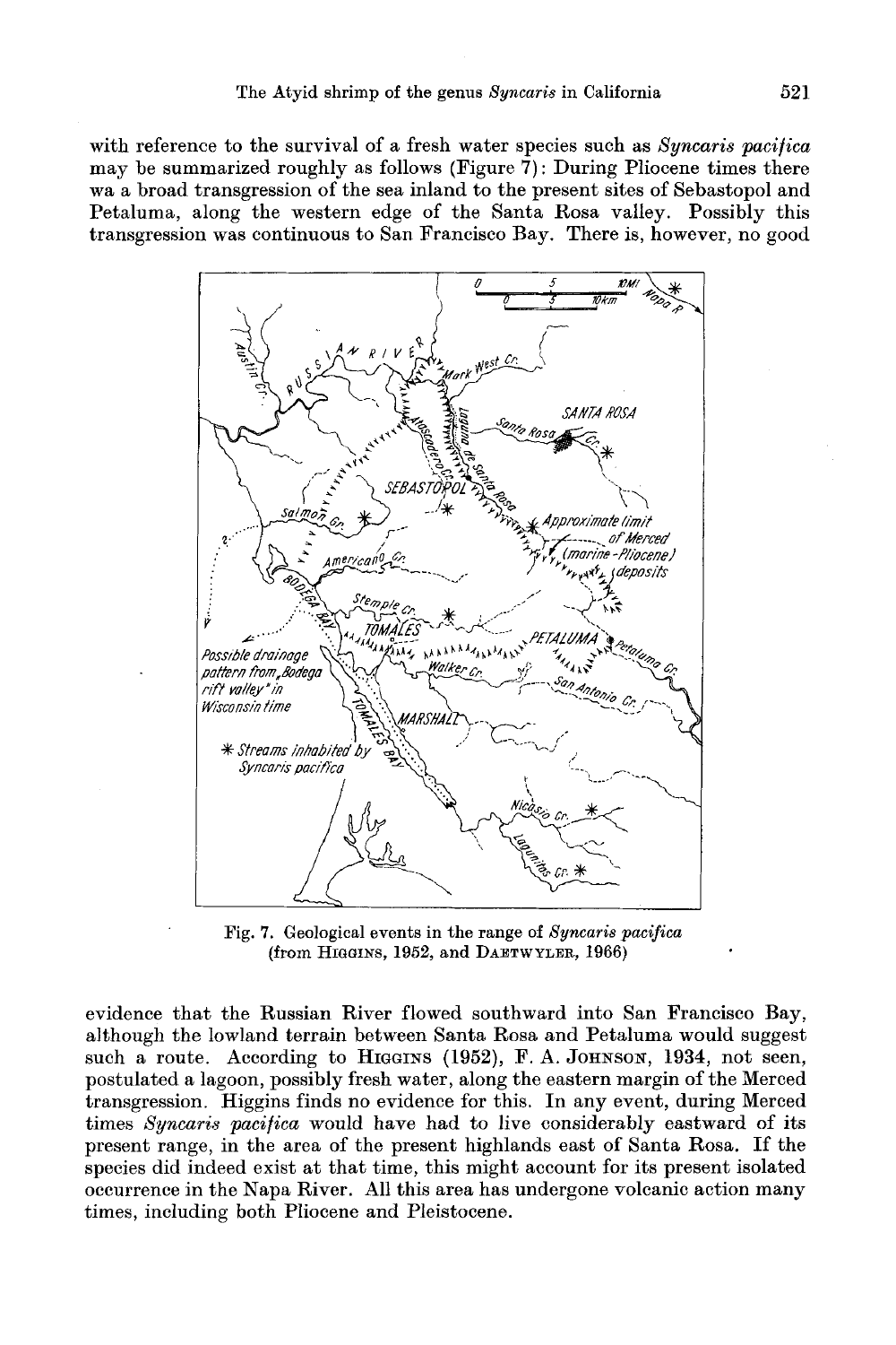with reference to the survival of a fresh water species such as *Syncaris pacifica* may be summarized roughly as follows (Figure 7): During Pliocene times there wa a broad transgression of the sea inland to the present sites of Sebastopol and Petaluma, along the western edge of the Santa Rosa valley. Possibly this transgression was continuous to San Francisco Bay. There is, however, no good

Fig. 7. Geological events in the range of *Syncaris pacifica* (from HIGGINS, 1952, and DAETWYLER, 1966)

evidence that the Russian River flowed southward into San Francisco Bay, although the lowland terrain between Santa Rosa and Petaluma would suggest such a route. According to HIGGINS (1952), F. A. JOHNSON, 1934, not seen, postulated a lagoon, possibly fresh water, along the eastern margin of the Merced transgression. Higgins finds no evidence for this. In any event, during Merced times *Syncaris pacifica* would have had to live considerably eastward of its present range, in the area of the present highlands east of Santa Rosa. If the species did indeed exist at that time, this might account for its present isolated occurrence in the Napa River. All this area has undergone volcanic action many times, including both Pliocene and Pleistocene.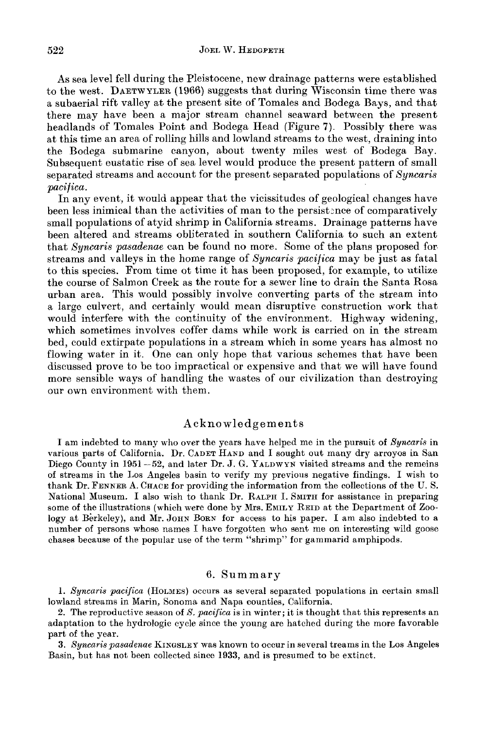As sea level fell during the Pleistocene, new drainage patterns were established to the west. Daetwyler (1966) suggests that during Wisconsin time there was a subaerial rift valley at the present site of Tomales and Bodega Bays, and that there may have been a major stream channel seaward between the present headlands of Tomales Point and Bodega Head (Figure 7). Possibly there was at this time an area of rolling hills and lowland streams to the west, draining into the Bodega submarine canyon, about twenty miles west of Bodega Bay. Subsequent eustatic rise of sea level would produce the present pattern of small separated streams and account for the present separated populations of *Syncaris pacifica*.

In any event, it would appear that the vicissitudes of geological changes have been less inimical than the activities of man to the persistence of comparatively small populations of atyid shrimp in California streams. Drainage patterns have been altered and streams obliterated in southern California to such an extent that *Syncaris pasadenae* can be found no more. Some of the plans proposed for streams and valleys in the home range of *Syncaris pacifica* may be just as fatal to this species. From time ot time it has been proposed, for example, to utilize the course of Salmon Creek as the route for a sewer line to drain the Santa Rosa urban area. This would possibly involve converting parts of the stream into a large culvert, and certainly would mean disruptive construction work that would interfere with the continuity of the environment. Highway widening, which sometimes involves coffer dams while work is carried on in the stream bed, could extirpate populations in a stream which in some years has almost no flowing water in it. One can only hope that various schemes that have been discussed prove to be too impractical or expensive and that we will have found more sensible ways of handling the wastes of our civilization than destroying our own environment with them.

## Acknowledgements

I am indebted to many who over the years have helped me in the pursuit of *Syncaris* in various parts of California. Dr. Cadet Hand and I sought out many dry arroyos in San Diego County in 1951–52, and later Dr. J. G. Yaldwyn visited streams and the remeins of streams in the Los Angeles basin to verify my previous negative findings. I wish to thank Dr. Fenner A. Chace for providing the information from the collections of the U. S. National Museum. I also wish to thank Dr. Ralph I. Smith for assistance in preparing some of the illustrations (which were done by Mrs. Emily Reid at the Department of Zoology at Berkeley), and Mr. John Born for access to his paper. I am also indebted to a number of persons whose names I have forgotten who sent me on interesting wild goose chases because of the popular use of the term "shrimp" for gammarid amphipods.

## 6. Summary

1. *Syncaris pacifica* (Holmes) occurs as several separated populations in certain small lowland streams in Marin, Sonoma and Napa counties, California.

2. The reproductive season of *S. pacifica* is in winter; it is thought that this represents an adaptation to the hydrologic cycle since the young are hatched during the more favorable part of the year.

3. *Syncaris pasadenae* Kingsley was known to occur in several treams in the Los Angeles Basin, but has not been collected since 1933, and is presumed to be extinct.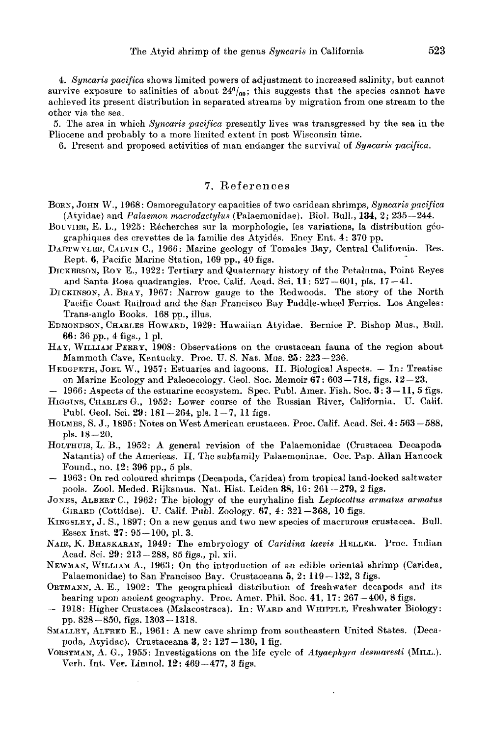4. *Syncaris pacifica* shows limited powers of adjustment to increased salinity, but cannot survive exposure to salinities of about 24‰; this suggests that the species cannot have achieved its present distribution in separated streams by migration from one stream to the other via the sea.

5. The area in which *Syncaris pacifica* presently lives was transgressed by the sea in the Pliocene and probably to a more limited extent in post Wisconsin time.

6. Present and proposed activities of man endanger the survival of *Syncaris pacifica*.

## 7. References

BORN, JOHN W., 1968: Osmoregulatory capacities of two caridean shrimps, *Syncaris pacifica* (Atyidae) and *Palaemon macrodactylus* (Palaemonidae). Biol. Bull., **134**, 2; 235–244.

BOUVIER, E. L., 1925: Récherches sur la morphologie, les variations, la distribution géographiques des crevettes de la familie des Atyidés. Ency Ent. **4**: 370 pp.

DAETWYLER, CALVIN C., 1966: Marine geology of Tomales Bay, Central California. Res. Rept. **6**, Pacific Marine Station, 169 pp., 40 figs.

DICKERSON, ROY E., 1922: Tertiary and Quaternary history of the Petaluma, Point Reyes and Santa Rosa quadrangles. Proc. Calif. Acad. Sci. **11**: 527–601, pls. 17–41.

DICKINSON, A. BRAY, 1967: Narrow gauge to the Redwoods. The story of the North Pacific Coast Railroad and the San Francisco Bay Paddle-wheel Ferries. Los Angeles: Trans-anglo Books. 168 pp., illus.

EDMONDSON, CHARLES HOWARD, 1929: Hawaiian Atyidae. Bernice P. Bishop Mus., Bull. **66**: 36 pp., 4 figs., 1 pl.

HAY, WILLIAM PERRY, 1908: Observations on the crustacean fauna of the region about Mammoth Cave, Kentucky. Proc. U. S. Nat. Mus. **25**: 223–236.

HEDGPETH, JOEL W., 1957: Estuaries and lagoons. II. Biological Aspects. – In: Treatise on Marine Ecology and Paleoecology. Geol. Soc. Memoir **67**: 603–718, figs. 12–23.

– 1966: Aspects of the estuarine ecosystem. Spec. Publ. Amer. Fish. Soc. **3**: 3–11, 5 figs.

HIGGINS, CHARLES G., 1952: Lower course of the Russian River, California. U. Calif. Publ. Geol. Sci. **29**: 181–264, pls. 1–7, 11 figs.

HOLMES, S. J., 1895: Notes on West American crustacea. Proc. Calif. Acad. Sci. **4**: 563–588, pls. 18–20.

HOLTHUIS, L. B., 1952: A general revision of the Palaemonidae (Crustacea Decapoda Natantia) of the Americas. II. The subfamily Palaemoninae. Occ. Pap. Allan Hancock Found., no. **12**: 396 pp., 5 pls.

– 1963: On red coloured shrimps (Decapoda, Caridea) from tropical land-locked saltwater pools. Zool. Meded. Rijksmus. Nat. Hist. Leiden **38**, 16: 261–279, 2 figs.

JONES, ALBERT C., 1962: The biology of the euryhaline fish *Leptocottus armatus armatus* GIRARD (Cottidae). U. Calif. Publ. Zoology. **67**, 4: 321–368, 10 figs.

KINGSLEY, J. S., 1897: On a new genus and two new species of macrurous crustacea. Bull. Essex Inst. **27**: 95–100, pl. 3.

NAIR, K. BHASKARAN, 1949: The embryology of *Caridina laevis* HELLER. Proc. Indian Acad. Sci. **29**: 213–288, 85 figs., pl. xii.

NEWMAN, WILLIAM A., 1963: On the introduction of an edible oriental shrimp (Caridea, Palaemonidae) to San Francisco Bay. Crustaceana **5**, 2: 119–132, 3 figs.

ORTMANN, A. E., 1902: The geographical distribution of freshwater decapods and its bearing upon ancient geography. Proc. Amer. Phil. Soc. **41**, 17: 267–400, 8 figs.

– 1918: Higher Crustacea (Malacostraca). In: WARD and WHIPPLE. Freshwater Biology: pp. 828–850, figs. 1303–1318.

SMALLEY, ALFRED E., 1961: A new cave shrimp from southeastern United States. (Decapoda, Atyidae). Crustaceana **3**, 2: 127–130, 1 fig.

VORSTMAN, A. G., 1955: Investigations on the life cycle of *Atyaephyra desmaresti* (MILL.). Verh. Int. Ver. Limnol. **12**: 469–477, 3 figs.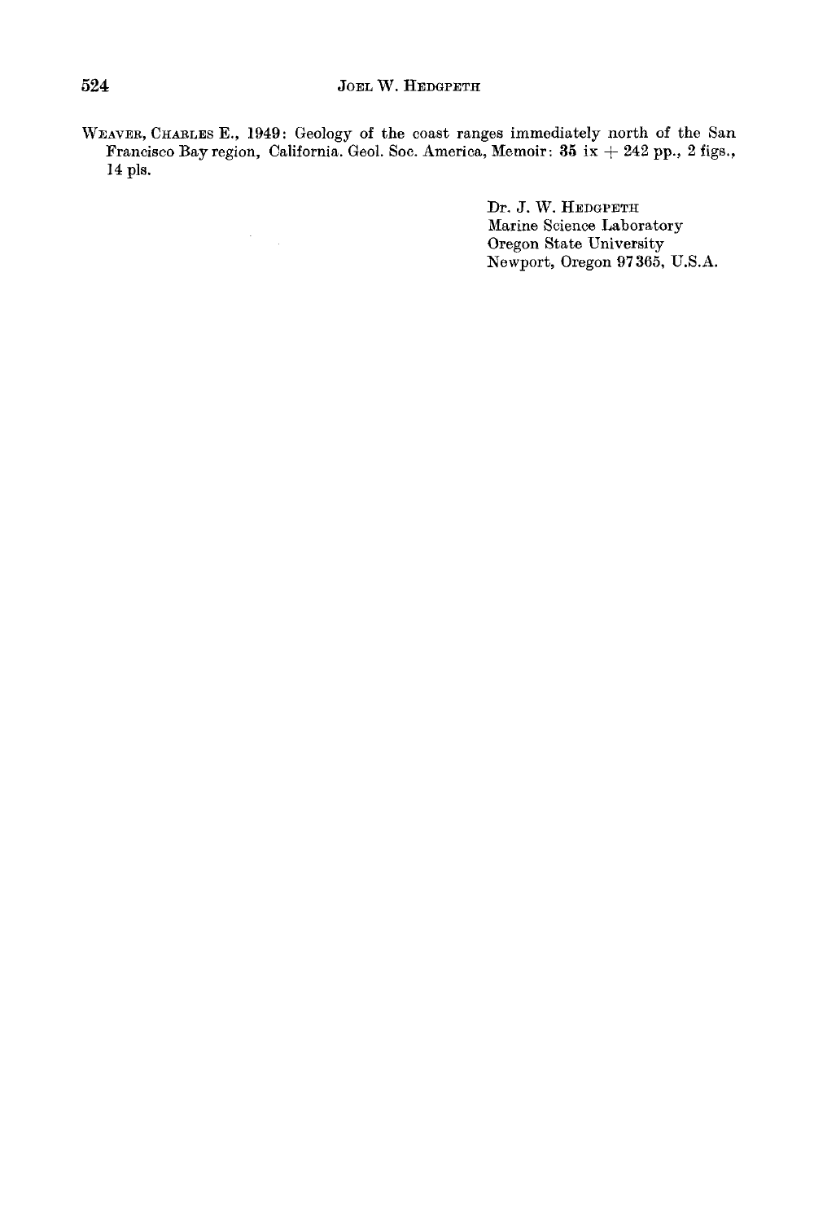Weaver, Charles E., 1949: Geology of the coast ranges immediately north of the San Francisco Bay region, California. Geol. Soc. America, Memoir: **35** ix + 242 pp., 2 figs., 14 pls.

Dr. J. W. Hedgpeth
Marine Science Laboratory
Oregon State University
Newport, Oregon 97365, U.S.A.